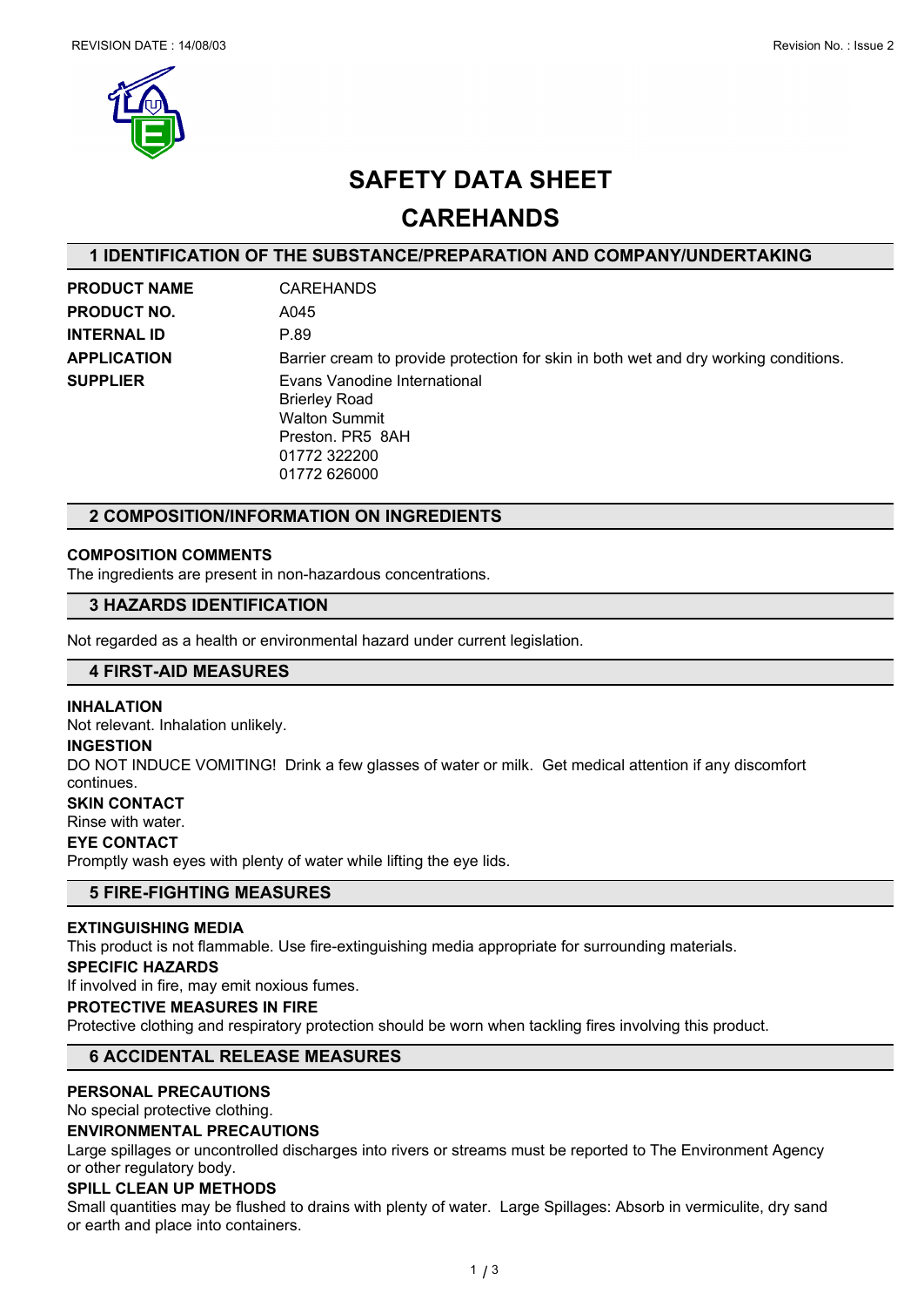REVISION DATE : 14/08/03 

Revision No. : Issue 2

# SAFETY DATA SHEET
# CAREHANDS

## 1 IDENTIFICATION OF THE SUBSTANCE/PREPARATION AND COMPANY/UNDERTAKING

| | |
|---|---|
| **PRODUCT NAME** | CAREHANDS |
| **PRODUCT NO.** | A045 |
| **INTERNAL ID** | P.89 |
| **APPLICATION** | Barrier cream to provide protection for skin in both wet and dry working conditions. |
| **SUPPLIER** | Evans Vanodine International<br>Brierley Road<br>Walton Summit<br>Preston. PR5 8AH<br>01772 322200<br>01772 626000 |

## 2 COMPOSITION/INFORMATION ON INGREDIENTS

**COMPOSITION COMMENTS**

The ingredients are present in non-hazardous concentrations.

## 3 HAZARDS IDENTIFICATION

Not regarded as a health or environmental hazard under current legislation.

## 4 FIRST-AID MEASURES

**INHALATION**

Not relevant. Inhalation unlikely.

**INGESTION**

DO NOT INDUCE VOMITING! Drink a few glasses of water or milk. Get medical attention if any discomfort continues.

**SKIN CONTACT**

Rinse with water.

**EYE CONTACT**

Promptly wash eyes with plenty of water while lifting the eye lids.

## 5 FIRE-FIGHTING MEASURES

**EXTINGUISHING MEDIA**

This product is not flammable. Use fire-extinguishing media appropriate for surrounding materials.

**SPECIFIC HAZARDS**

If involved in fire, may emit noxious fumes.

**PROTECTIVE MEASURES IN FIRE**

Protective clothing and respiratory protection should be worn when tackling fires involving this product.

## 6 ACCIDENTAL RELEASE MEASURES

**PERSONAL PRECAUTIONS**

No special protective clothing.

**ENVIRONMENTAL PRECAUTIONS**

Large spillages or uncontrolled discharges into rivers or streams must be reported to The Environment Agency or other regulatory body.

**SPILL CLEAN UP METHODS**

Small quantities may be flushed to drains with plenty of water. Large Spillages: Absorb in vermiculite, dry sand or earth and place into containers.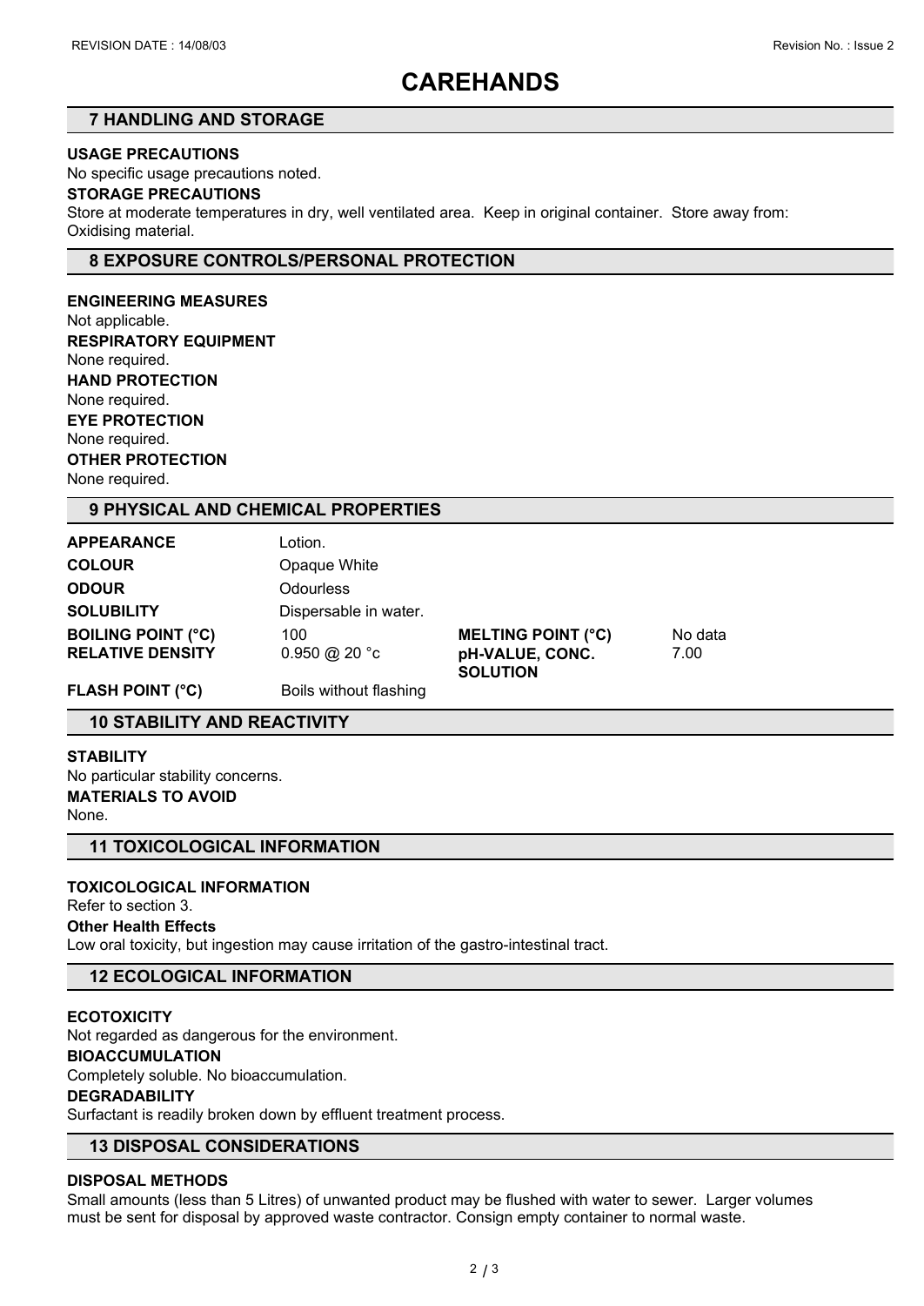# CAREHANDS

## 7 HANDLING AND STORAGE

**USAGE PRECAUTIONS**

No specific usage precautions noted.

**STORAGE PRECAUTIONS**

Store at moderate temperatures in dry, well ventilated area. Keep in original container. Store away from: Oxidising material.

## 8 EXPOSURE CONTROLS/PERSONAL PROTECTION

**ENGINEERING MEASURES**

Not applicable.

**RESPIRATORY EQUIPMENT**

None required.

**HAND PROTECTION**

None required.

**EYE PROTECTION**

None required.

**OTHER PROTECTION**

None required.

## 9 PHYSICAL AND CHEMICAL PROPERTIES

| | | | |
|---|---|---|---|
| **APPEARANCE** | Lotion. | | |
| **COLOUR** | Opaque White | | |
| **ODOUR** | Odourless | | |
| **SOLUBILITY** | Dispersable in water. | | |
| **BOILING POINT (°C)** | 100 | **MELTING POINT (°C)** | No data |
| **RELATIVE DENSITY** | 0.950 @ 20 °c | **pH-VALUE, CONC. SOLUTION** | 7.00 |
| **FLASH POINT (°C)** | Boils without flashing | | |

## 10 STABILITY AND REACTIVITY

**STABILITY**

No particular stability concerns.

**MATERIALS TO AVOID**

None.

## 11 TOXICOLOGICAL INFORMATION

**TOXICOLOGICAL INFORMATION**

Refer to section 3.

**Other Health Effects**

Low oral toxicity, but ingestion may cause irritation of the gastro-intestinal tract.

## 12 ECOLOGICAL INFORMATION

**ECOTOXICITY**

Not regarded as dangerous for the environment.

**BIOACCUMULATION**

Completely soluble. No bioaccumulation.

**DEGRADABILITY**

Surfactant is readily broken down by effluent treatment process.

## 13 DISPOSAL CONSIDERATIONS

**DISPOSAL METHODS**

Small amounts (less than 5 Litres) of unwanted product may be flushed with water to sewer. Larger volumes must be sent for disposal by approved waste contractor. Consign empty container to normal waste.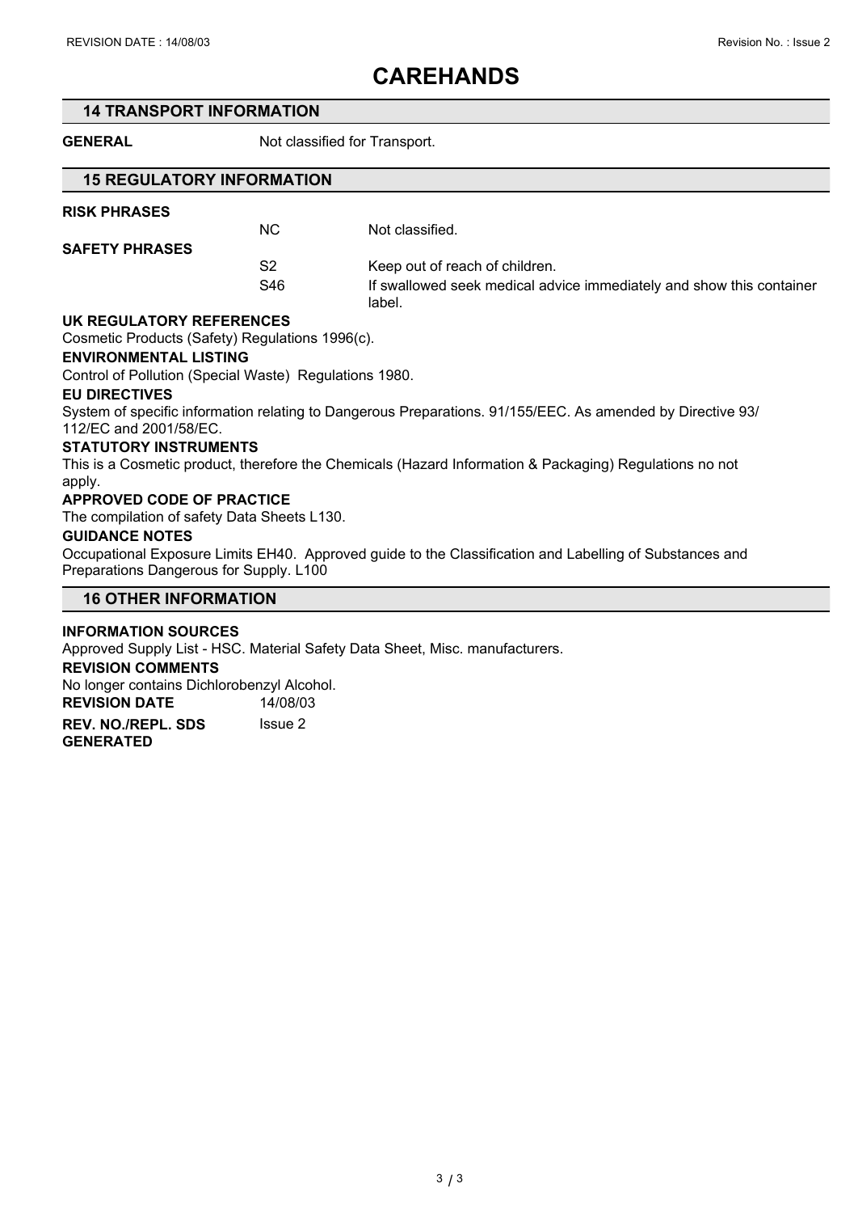# CAREHANDS

## 14 TRANSPORT INFORMATION

**GENERAL** Not classified for Transport.

## 15 REGULATORY INFORMATION

**RISK PHRASES**

| | | |
|---|---|---|
| | NC | Not classified. |

**SAFETY PHRASES**

| | | |
|---|---|---|
| | S2 | Keep out of reach of children. |
| | S46 | If swallowed seek medical advice immediately and show this container label. |

**UK REGULATORY REFERENCES**

Cosmetic Products (Safety) Regulations 1996(c).

**ENVIRONMENTAL LISTING**

Control of Pollution (Special Waste) Regulations 1980.

**EU DIRECTIVES**

System of specific information relating to Dangerous Preparations. 91/155/EEC. As amended by Directive 93/112/EC and 2001/58/EC.

**STATUTORY INSTRUMENTS**

This is a Cosmetic product, therefore the Chemicals (Hazard Information & Packaging) Regulations no not apply.

**APPROVED CODE OF PRACTICE**

The compilation of safety Data Sheets L130.

**GUIDANCE NOTES**

Occupational Exposure Limits EH40. Approved guide to the Classification and Labelling of Substances and Preparations Dangerous for Supply. L100

## 16 OTHER INFORMATION

**INFORMATION SOURCES**

Approved Supply List - HSC. Material Safety Data Sheet, Misc. manufacturers.

**REVISION COMMENTS**

No longer contains Dichlorobenzyl Alcohol.

**REVISION DATE** 14/08/03

**REV. NO./REPL. SDS GENERATED** Issue 2